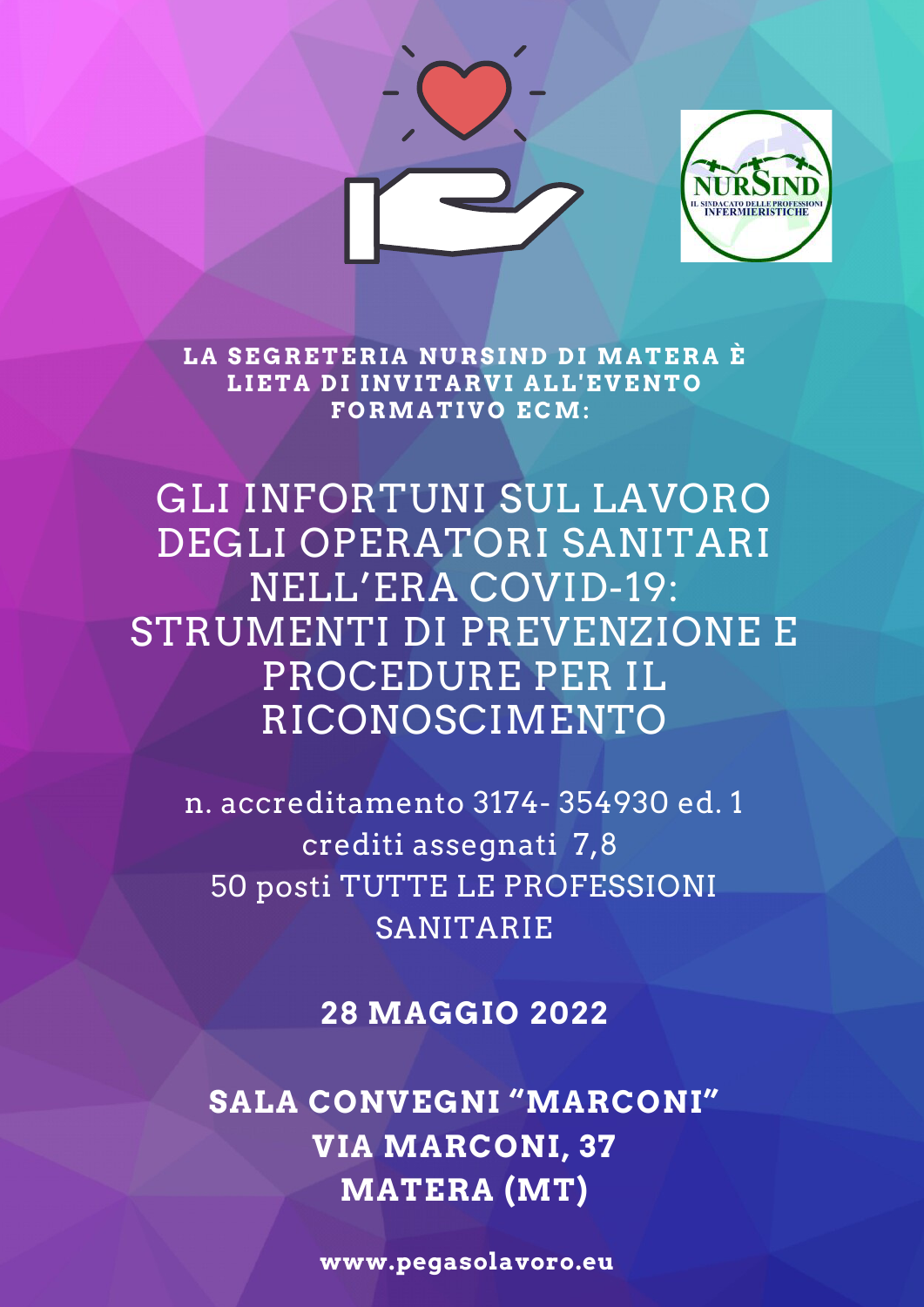NURSIND
IL SINDACATO DELLE PROFESSIONI INFERMIERISTICHE

**LA SEGRETERIA NURSIND DI MATERA È LIETA DI INVITARVI ALL'EVENTO FORMATIVO ECM:**

# GLI INFORTUNI SUL LAVORO DEGLI OPERATORI SANITARI NELL'ERA COVID-19: STRUMENTI DI PREVENZIONE E PROCEDURE PER IL RICONOSCIMENTO

n. accreditamento 3174- 354930 ed. 1
crediti assegnati 7,8
50 posti TUTTE LE PROFESSIONI SANITARIE

**28 MAGGIO 2022**

**SALA CONVEGNI "MARCONI"**
**VIA MARCONI, 37**
**MATERA (MT)**

**www.pegasolavoro.eu**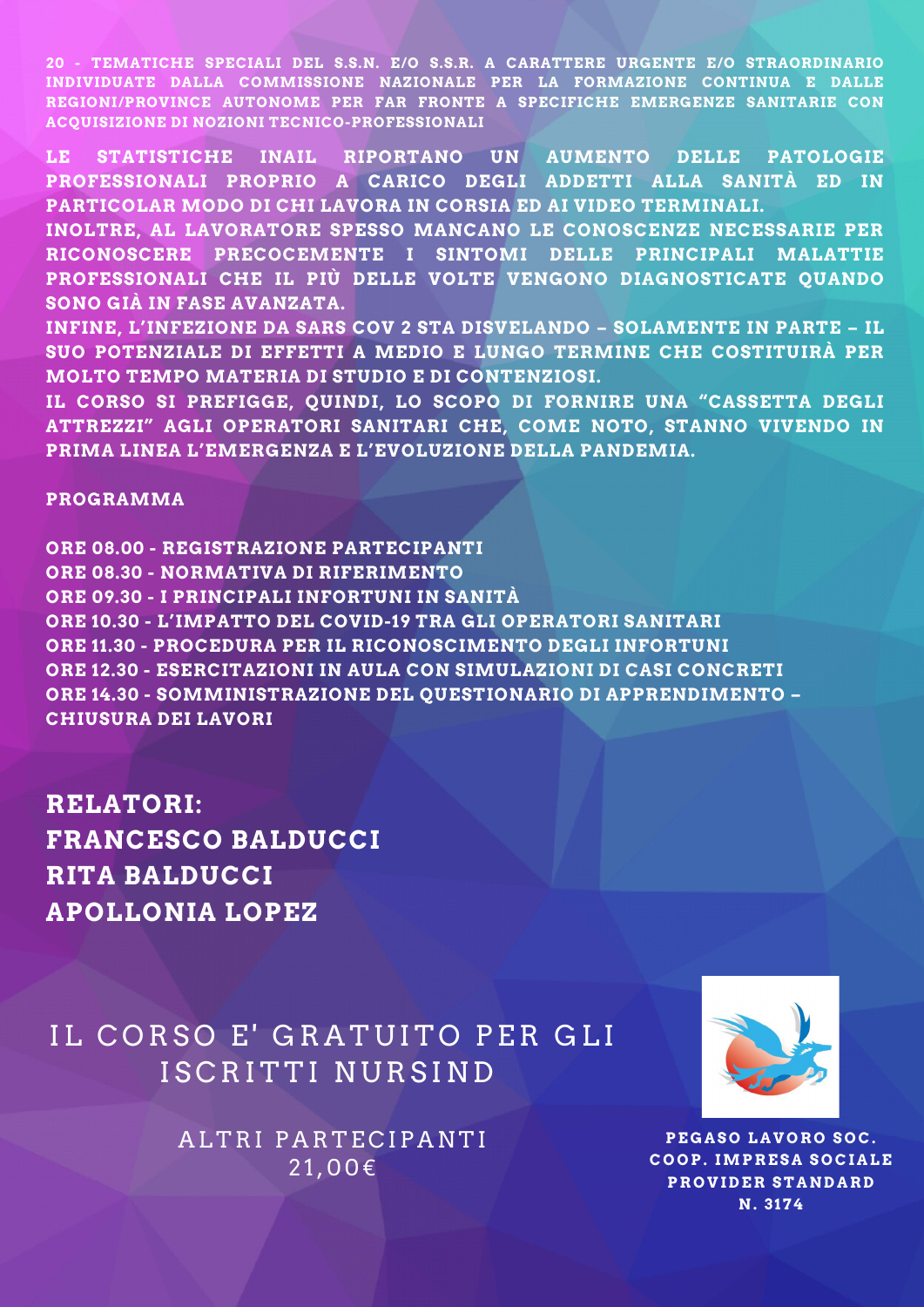**20 - TEMATICHE SPECIALI DEL S.S.N. E/O S.S.R. A CARATTERE URGENTE E/O STRAORDINARIO INDIVIDUATE DALLA COMMISSIONE NAZIONALE PER LA FORMAZIONE CONTINUA E DALLE REGIONI/PROVINCE AUTONOME PER FAR FRONTE A SPECIFICHE EMERGENZE SANITARIE CON ACQUISIZIONE DI NOZIONI TECNICO-PROFESSIONALI**

**LE STATISTICHE INAIL RIPORTANO UN AUMENTO DELLE PATOLOGIE PROFESSIONALI PROPRIO A CARICO DEGLI ADDETTI ALLA SANITÀ ED IN PARTICOLAR MODO DI CHI LAVORA IN CORSIA ED AI VIDEO TERMINALI.**
**INOLTRE, AL LAVORATORE SPESSO MANCANO LE CONOSCENZE NECESSARIE PER RICONOSCERE PRECOCEMENTE I SINTOMI DELLE PRINCIPALI MALATTIE PROFESSIONALI CHE IL PIÙ DELLE VOLTE VENGONO DIAGNOSTICATE QUANDO SONO GIÀ IN FASE AVANZATA.**
**INFINE, L'INFEZIONE DA SARS COV 2 STA DISVELANDO – SOLAMENTE IN PARTE – IL SUO POTENZIALE DI EFFETTI A MEDIO E LUNGO TERMINE CHE COSTITUIRÀ PER MOLTO TEMPO MATERIA DI STUDIO E DI CONTENZIOSI.**
**IL CORSO SI PREFIGGE, QUINDI, LO SCOPO DI FORNIRE UNA "CASSETTA DEGLI ATTREZZI" AGLI OPERATORI SANITARI CHE, COME NOTO, STANNO VIVENDO IN PRIMA LINEA L'EMERGENZA E L'EVOLUZIONE DELLA PANDEMIA.**

**PROGRAMMA**

**ORE 08.00 - REGISTRAZIONE PARTECIPANTI**
**ORE 08.30 - NORMATIVA DI RIFERIMENTO**
**ORE 09.30 - I PRINCIPALI INFORTUNI IN SANITÀ**
**ORE 10.30 - L'IMPATTO DEL COVID-19 TRA GLI OPERATORI SANITARI**
**ORE 11.30 - PROCEDURA PER IL RICONOSCIMENTO DEGLI INFORTUNI**
**ORE 12.30 - ESERCITAZIONI IN AULA CON SIMULAZIONI DI CASI CONCRETI**
**ORE 14.30 - SOMMINISTRAZIONE DEL QUESTIONARIO DI APPRENDIMENTO – CHIUSURA DEI LAVORI**

## RELATORI:
## FRANCESCO BALDUCCI
## RITA BALDUCCI
## APOLLONIA LOPEZ

IL CORSO E' GRATUITO PER GLI ISCRITTI NURSIND

ALTRI PARTECIPANTI
21,00€

**PEGASO LAVORO SOC. COOP. IMPRESA SOCIALE**
**PROVIDER STANDARD N. 3174**